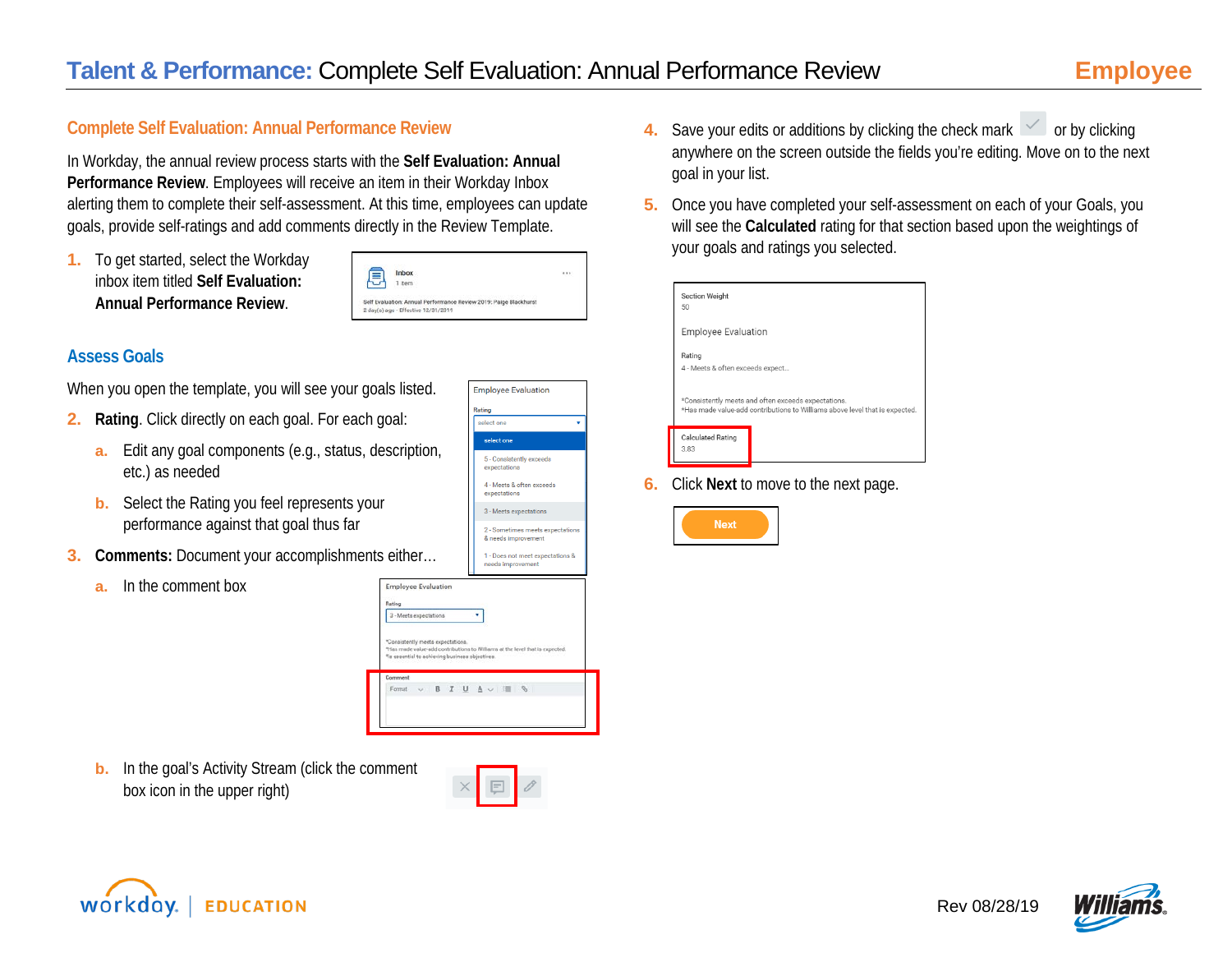# Talent & Performance: Complete Self Evaluation: Annual Performance Review

**Employee**

## Complete Self Evaluation: Annual Performance Review

In Workday, the annual review process starts with the **Self Evaluation: Annual Performance Review**. Employees will receive an item in their Workday Inbox alerting them to complete their self-assessment. At this time, employees can update goals, provide self-ratings and add comments directly in the Review Template.

1. To get started, select the Workday inbox item titled **Self Evaluation: Annual Performance Review**.

## Assess Goals

When you open the template, you will see your goals listed.

2. **Rating**. Click directly on each goal. For each goal:
   a. Edit any goal components (e.g., status, description, etc.) as needed
   b. Select the Rating you feel represents your performance against that goal thus far
3. **Comments:** Document your accomplishments either…
   a. In the comment box
   b. In the goal's Activity Stream (click the comment box icon in the upper right)
4. Save your edits or additions by clicking the check mark or by clicking anywhere on the screen outside the fields you're editing. Move on to the next goal in your list.
5. Once you have completed your self-assessment on each of your Goals, you will see the **Calculated** rating for that section based upon the weightings of your goals and ratings you selected.
6. Click **Next** to move to the next page.

Rev 08/28/19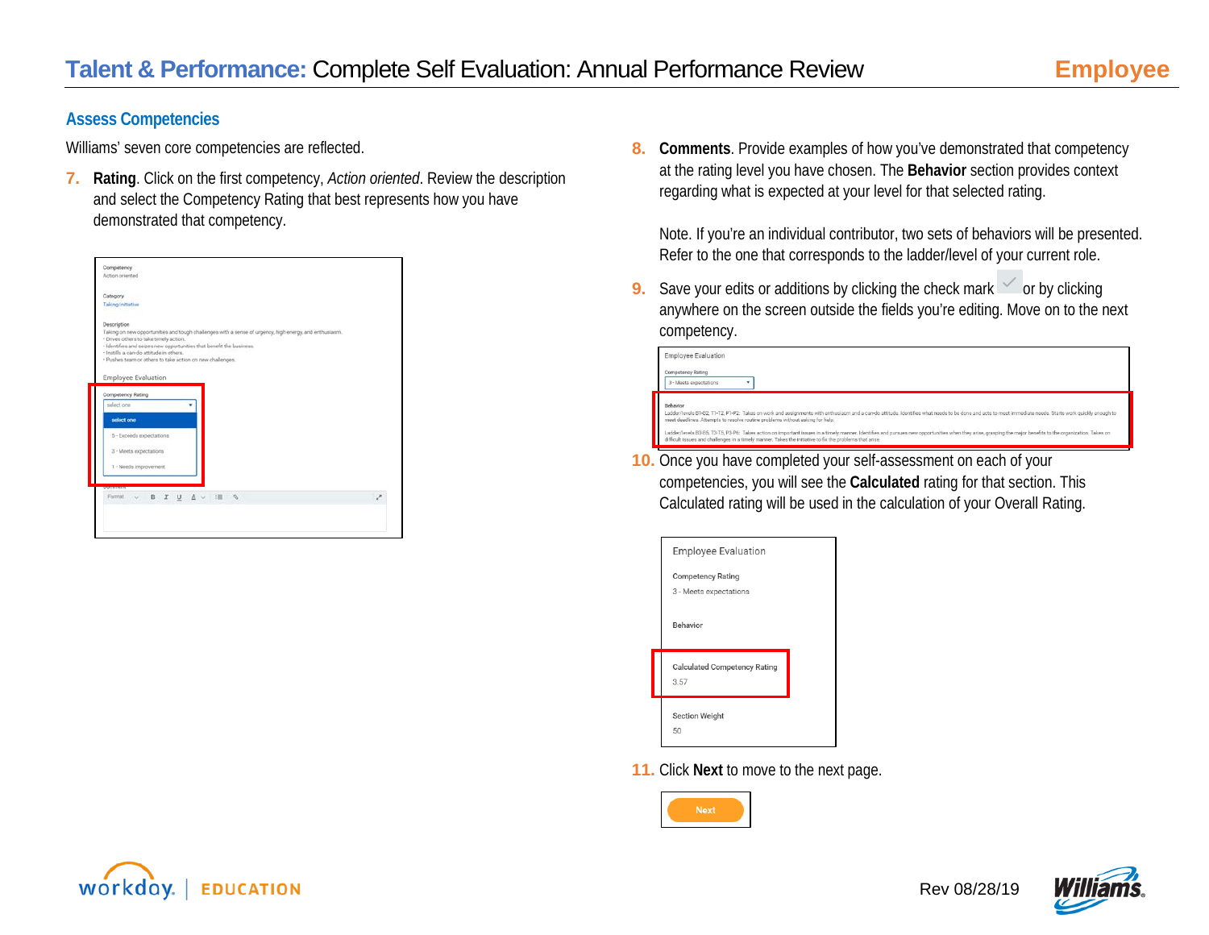## Assess Competencies

Williams' seven core competencies are reflected.

7. **Rating**. Click on the first competency, *Action oriented*. Review the description and select the Competency Rating that best represents how you have demonstrated that competency.

8. **Comments**. Provide examples of how you've demonstrated that competency at the rating level you have chosen. The **Behavior** section provides context regarding what is expected at your level for that selected rating.

   Note. If you're an individual contributor, two sets of behaviors will be presented. Refer to the one that corresponds to the ladder/level of your current role.

9. Save your edits or additions by clicking the check mark or by clicking anywhere on the screen outside the fields you're editing. Move on to the next competency.

10. Once you have completed your self-assessment on each of your competencies, you will see the **Calculated** rating for that section. This Calculated rating will be used in the calculation of your Overall Rating.

11. Click **Next** to move to the next page.

Rev 08/28/19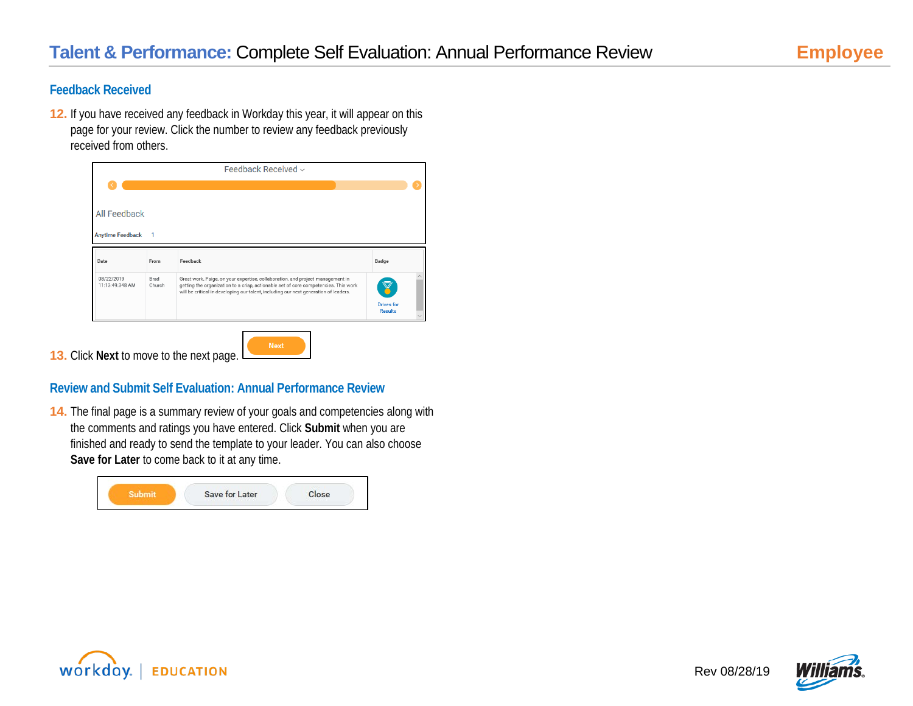## Feedback Received

12. If you have received any feedback in Workday this year, it will appear on this page for your review. Click the number to review any feedback previously received from others.

Feedback Received

All Feedback

Anytime Feedback 1

| Date | From | Feedback | Badge |
|---|---|---|---|
| 08/22/2019 11:13:49.348 AM | Brad Church | Great work, Paige, on your expertise, collaboration, and project management in getting the organization to a crisp, actionable set of core competencies. This work will be critical in developing our talent, including our next generation of leaders. | Drives for Results |

13. Click **Next** to move to the next page.

Next

## Review and Submit Self Evaluation: Annual Performance Review

14. The final page is a summary review of your goals and competencies along with the comments and ratings you have entered. Click **Submit** when you are finished and ready to send the template to your leader. You can also choose **Save for Later** to come back to it at any time.

Submit | Save for Later | Close